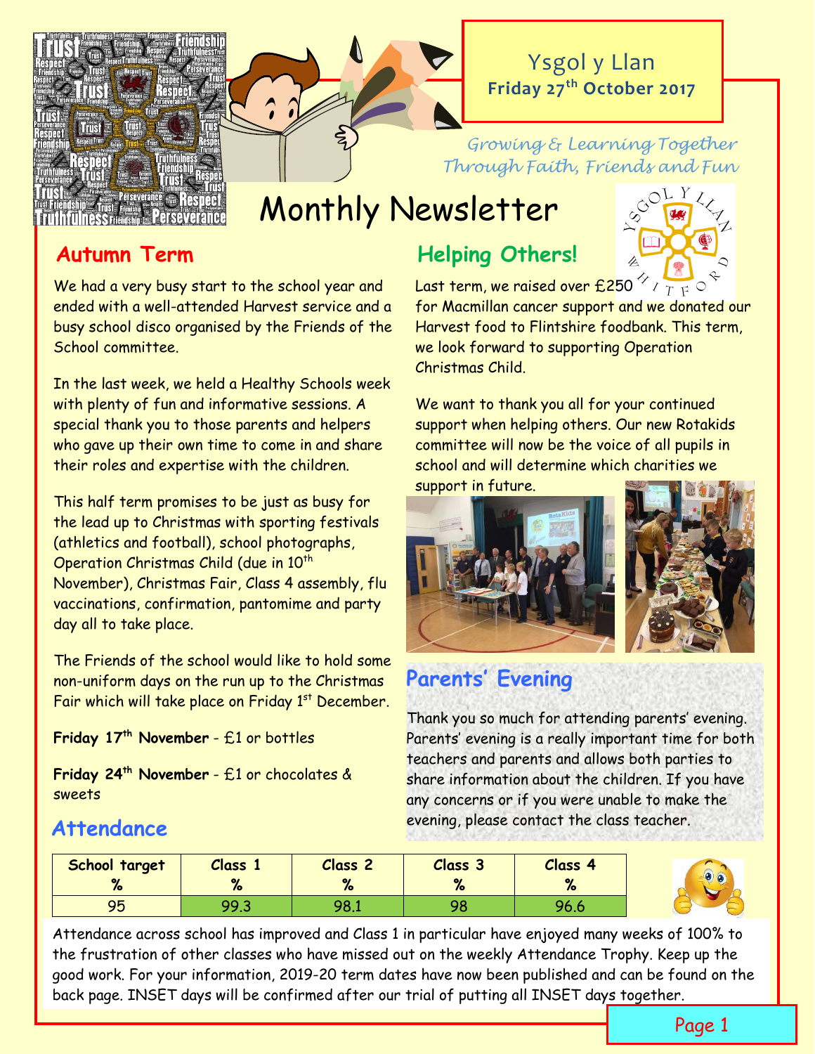# Ysgol y Llan

**Friday 27th October 2017**

*Growing & Learning Together Through Faith, Friends and Fun*

# Monthly Newsletter

## Autumn Term

We had a very busy start to the school year and ended with a well-attended Harvest service and a busy school disco organised by the Friends of the School committee.

In the last week, we held a Healthy Schools week with plenty of fun and informative sessions. A special thank you to those parents and helpers who gave up their own time to come in and share their roles and expertise with the children.

This half term promises to be just as busy for the lead up to Christmas with sporting festivals (athletics and football), school photographs, Operation Christmas Child (due in 10th November), Christmas Fair, Class 4 assembly, flu vaccinations, confirmation, pantomime and party day all to take place.

The Friends of the school would like to hold some non-uniform days on the run up to the Christmas Fair which will take place on Friday 1st December.

**Friday 17th November** - £1 or bottles

**Friday 24th November** - £1 or chocolates & sweets

## Helping Others!

Last term, we raised over £250 for Macmillan cancer support and we donated our Harvest food to Flintshire foodbank. This term, we look forward to supporting Operation Christmas Child.

We want to thank you all for your continued support when helping others. Our new Rotakids committee will now be the voice of all pupils in school and will determine which charities we support in future.

## Parents' Evening

Thank you so much for attending parents' evening. Parents' evening is a really important time for both teachers and parents and allows both parties to share information about the children. If you have any concerns or if you were unable to make the evening, please contact the class teacher.

## Attendance

| School target % | Class 1 % | Class 2 % | Class 3 % | Class 4 % |
|---|---|---|---|---|
| 95 | 99.3 | 98.1 | 98 | 96.6 |

Attendance across school has improved and Class 1 in particular have enjoyed many weeks of 100% to the frustration of other classes who have missed out on the weekly Attendance Trophy. Keep up the good work. For your information, 2019-20 term dates have now been published and can be found on the back page. INSET days will be confirmed after our trial of putting all INSET days together.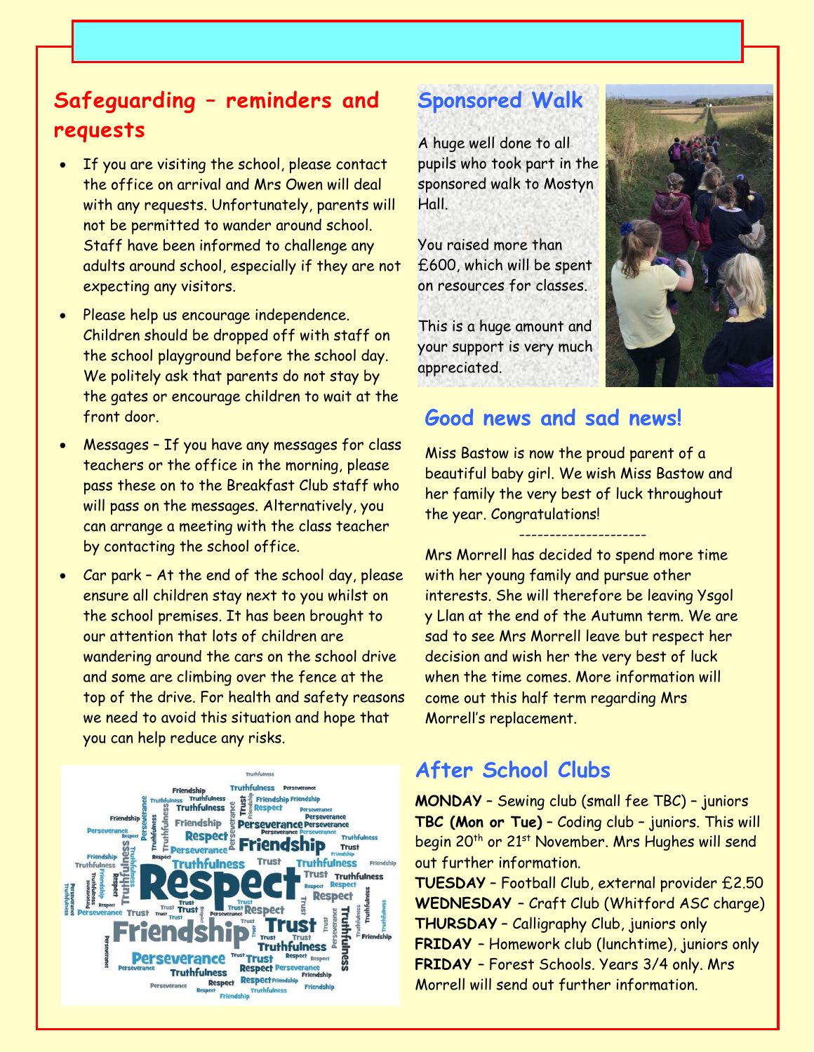## Safeguarding – reminders and requests

- If you are visiting the school, please contact the office on arrival and Mrs Owen will deal with any requests. Unfortunately, parents will not be permitted to wander around school. Staff have been informed to challenge any adults around school, especially if they are not expecting any visitors.
- Please help us encourage independence. Children should be dropped off with staff on the school playground before the school day. We politely ask that parents do not stay by the gates or encourage children to wait at the front door.
- Messages – If you have any messages for class teachers or the office in the morning, please pass these on to the Breakfast Club staff who will pass on the messages. Alternatively, you can arrange a meeting with the class teacher by contacting the school office.
- Car park – At the end of the school day, please ensure all children stay next to you whilst on the school premises. It has been brought to our attention that lots of children are wandering around the cars on the school drive and some are climbing over the fence at the top of the drive. For health and safety reasons we need to avoid this situation and hope that you can help reduce any risks.

## Sponsored Walk

A huge well done to all pupils who took part in the sponsored walk to Mostyn Hall.

You raised more than £600, which will be spent on resources for classes.

This is a huge amount and your support is very much appreciated.

## Good news and sad news!

Miss Bastow is now the proud parent of a beautiful baby girl. We wish Miss Bastow and her family the very best of luck throughout the year. Congratulations!

---------------------

Mrs Morrell has decided to spend more time with her young family and pursue other interests. She will therefore be leaving Ysgol y Llan at the end of the Autumn term. We are sad to see Mrs Morrell leave but respect her decision and wish her the very best of luck when the time comes. More information will come out this half term regarding Mrs Morrell's replacement.

## After School Clubs

**MONDAY** – Sewing club (small fee TBC) – juniors
**TBC (Mon or Tue)** – Coding club – juniors. This will begin 20th or 21st November. Mrs Hughes will send out further information.
**TUESDAY** – Football Club, external provider £2.50
**WEDNESDAY** – Craft Club (Whitford ASC charge)
**THURSDAY** – Calligraphy Club, juniors only
**FRIDAY** – Homework club (lunchtime), juniors only
**FRIDAY** – Forest Schools. Years 3/4 only. Mrs Morrell will send out further information.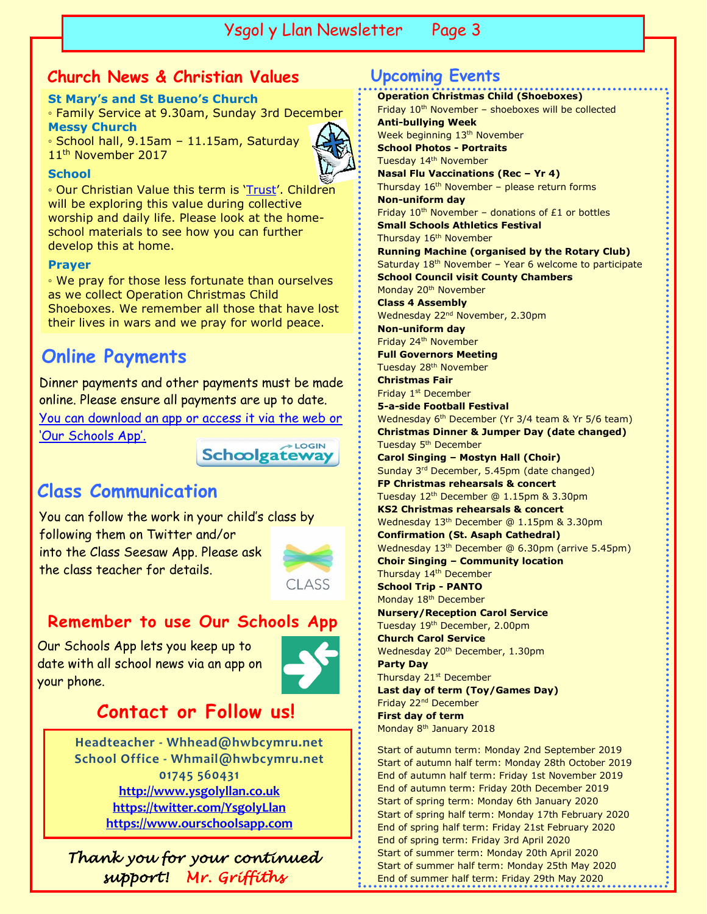## Church News & Christian Values

### St Mary's and St Bueno's Church

◦ Family Service at 9.30am, Sunday 3rd December

### Messy Church

◦ School hall, 9.15am – 11.15am, Saturday 11th November 2017

### School

◦ Our Christian Value this term is 'Trust'. Children will be exploring this value during collective worship and daily life. Please look at the home-school materials to see how you can further develop this at home.

### Prayer

◦ We pray for those less fortunate than ourselves as we collect Operation Christmas Child Shoeboxes. We remember all those that have lost their lives in wars and we pray for world peace.

## Online Payments

Dinner payments and other payments must be made online. Please ensure all payments are up to date.

You can download an app or access it via the web or 'Our Schools App'.

LOGIN Schoolgateway

## Class Communication

You can follow the work in your child's class by following them on Twitter and/or into the Class Seesaw App. Please ask the class teacher for details.

## Remember to use Our Schools App

Our Schools App lets you keep up to date with all school news via an app on your phone.

## Contact or Follow us!

**Headteacher - Whhead@hwbcymru.net**
**School Office - Whmail@hwbcymru.net**
**01745 560431**
**http://www.ysgolyllan.co.uk**
**https://twitter.com/YsgolyLlan**
**https://www.ourschoolsapp.com**

*Thank you for your continued support!* *Mr. Griffiths*

## Upcoming Events

**Operation Christmas Child (Shoeboxes)**
Friday 10th November – shoeboxes will be collected

**Anti-bullying Week**
Week beginning 13th November

**School Photos - Portraits**
Tuesday 14th November

**Nasal Flu Vaccinations (Rec – Yr 4)**
Thursday 16th November – please return forms

**Non-uniform day**
Friday 10th November – donations of £1 or bottles

**Small Schools Athletics Festival**
Thursday 16th November

**Running Machine (organised by the Rotary Club)**
Saturday 18th November – Year 6 welcome to participate

**School Council visit County Chambers**
Monday 20th November

**Class 4 Assembly**
Wednesday 22nd November, 2.30pm

**Non-uniform day**
Friday 24th November

**Full Governors Meeting**
Tuesday 28th November

**Christmas Fair**
Friday 1st December

**5-a-side Football Festival**
Wednesday 6th December (Yr 3/4 team & Yr 5/6 team)

**Christmas Dinner & Jumper Day (date changed)**
Tuesday 5th December

**Carol Singing – Mostyn Hall (Choir)**
Sunday 3rd December, 5.45pm (date changed)

**FP Christmas rehearsals & concert**
Tuesday 12th December @ 1.15pm & 3.30pm

**KS2 Christmas rehearsals & concert**
Wednesday 13th December @ 1.15pm & 3.30pm

**Confirmation (St. Asaph Cathedral)**
Wednesday 13th December @ 6.30pm (arrive 5.45pm)

**Choir Singing – Community location**
Thursday 14th December

**School Trip - PANTO**
Monday 18th December

**Nursery/Reception Carol Service**
Tuesday 19th December, 2.00pm

**Church Carol Service**
Wednesday 20th December, 1.30pm

**Party Day**
Thursday 21st December

**Last day of term (Toy/Games Day)**
Friday 22nd December

**First day of term**
Monday 8th January 2018

Start of autumn term: Monday 2nd September 2019
Start of autumn half term: Monday 28th October 2019
End of autumn half term: Friday 1st November 2019
End of autumn term: Friday 20th December 2019
Start of spring term: Monday 6th January 2020
Start of spring half term: Monday 17th February 2020
End of spring half term: Friday 21st February 2020
End of spring term: Friday 3rd April 2020
Start of summer term: Monday 20th April 2020
Start of summer half term: Monday 25th May 2020
End of summer half term: Friday 29th May 2020